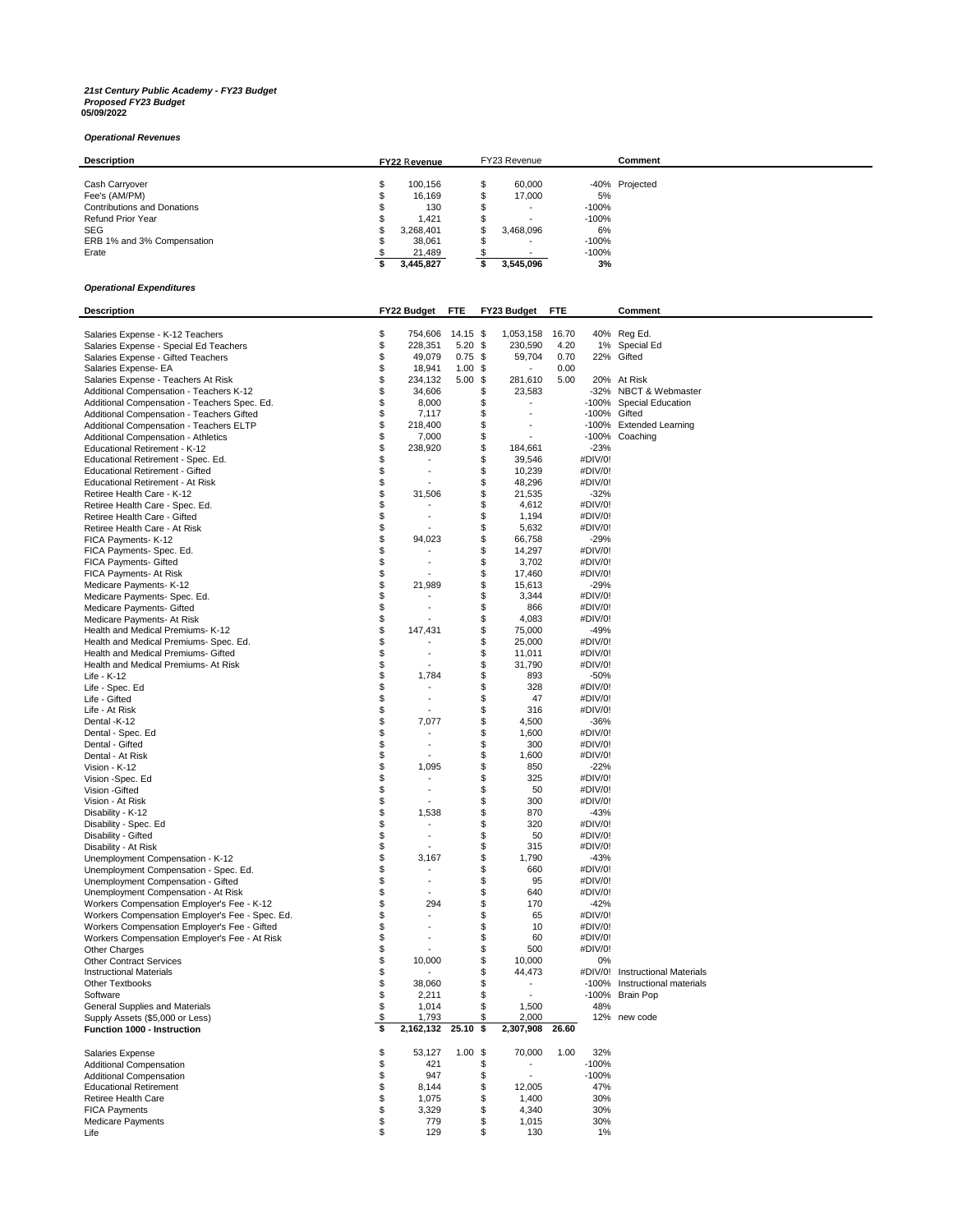***21st Century Public Academy - FY23 Budget***
***Proposed FY23 Budget***
**05/09/2022**

***Operational Revenues***

| Description | FY22 Revenue | FY23 Revenue | | Comment |
|---|---|---|---|---|
| Cash Carryover | $ 100,156 | $ 60,000 | -40% | Projected |
| Fee's (AM/PM) | $ 16,169 | $ 17,000 | 5% | |
| Contributions and Donations | $ 130 | $ - | -100% | |
| Refund Prior Year | $ 1,421 | $ - | -100% | |
| SEG | $ 3,268,401 | $ 3,468,096 | 6% | |
| ERB 1% and 3% Compensation | $ 38,061 | $ - | -100% | |
| Erate | $ 21,489 | $ - | -100% | |
| | **$ 3,445,827** | **$ 3,545,096** | **3%** | |

***Operational Expenditures***

| Description | FY22 Budget | FTE | FY23 Budget | FTE | | Comment |
|---|---|---|---|---|---|---|
| Salaries Expense - K-12 Teachers | $ 754,606 | 14.15 | $ 1,053,158 | 16.70 | 40% | Reg Ed. |
| Salaries Expense - Special Ed Teachers | $ 228,351 | 5.20 | $ 230,590 | 4.20 | 1% | Special Ed |
| Salaries Expense - Gifted Teachers | $ 49,079 | 0.75 | $ 59,704 | 0.70 | 22% | Gifted |
| Salaries Expense- EA | $ 18,941 | 1.00 | $ - | 0.00 | | |
| Salaries Expense - Teachers At Risk | $ 234,132 | 5.00 | $ 281,610 | 5.00 | 20% | At Risk |
| Additional Compensation - Teachers K-12 | $ 34,606 | | $ 23,583 | | -32% | NBCT & Webmaster |
| Additional Compensation - Teachers Spec. Ed. | $ 8,000 | | $ - | | -100% | Special Education |
| Additional Compensation - Teachers Gifted | $ 7,117 | | $ - | | -100% | Gifted |
| Additional Compensation - Teachers ELTP | $ 218,400 | | $ - | | -100% | Extended Learning |
| Additional Compensation - Athletics | $ 7,000 | | $ - | | -100% | Coaching |
| Educational Retirement - K-12 | $ 238,920 | | $ 184,661 | | -23% | |
| Educational Retirement - Spec. Ed. | $ - | | $ 39,546 | | #DIV/0! | |
| Educational Retirement - Gifted | $ - | | $ 10,239 | | #DIV/0! | |
| Educational Retirement - At Risk | $ - | | $ 48,296 | | #DIV/0! | |
| Retiree Health Care - K-12 | $ 31,506 | | $ 21,535 | | -32% | |
| Retiree Health Care - Spec. Ed. | $ - | | $ 4,612 | | #DIV/0! | |
| Retiree Health Care - Gifted | $ - | | $ 1,194 | | #DIV/0! | |
| Retiree Health Care - At Risk | $ - | | $ 5,632 | | #DIV/0! | |
| FICA Payments- K-12 | $ 94,023 | | $ 66,758 | | -29% | |
| FICA Payments- Spec. Ed. | $ - | | $ 14,297 | | #DIV/0! | |
| FICA Payments- Gifted | $ - | | $ 3,702 | | #DIV/0! | |
| FICA Payments- At Risk | $ - | | $ 17,460 | | #DIV/0! | |
| Medicare Payments- K-12 | $ 21,989 | | $ 15,613 | | -29% | |
| Medicare Payments- Spec. Ed. | $ - | | $ 3,344 | | #DIV/0! | |
| Medicare Payments- Gifted | $ - | | $ 866 | | #DIV/0! | |
| Medicare Payments- At Risk | $ - | | $ 4,083 | | #DIV/0! | |
| Health and Medical Premiums- K-12 | $ 147,431 | | $ 75,000 | | -49% | |
| Health and Medical Premiums- Spec. Ed. | $ - | | $ 25,000 | | #DIV/0! | |
| Health and Medical Premiums- Gifted | $ - | | $ 11,011 | | #DIV/0! | |
| Health and Medical Premiums- At Risk | $ - | | $ 31,790 | | #DIV/0! | |
| Life - K-12 | $ 1,784 | | $ 893 | | -50% | |
| Life - Spec. Ed | $ - | | $ 328 | | #DIV/0! | |
| Life - Gifted | $ - | | $ 47 | | #DIV/0! | |
| Life - At Risk | $ - | | $ 316 | | #DIV/0! | |
| Dental -K-12 | $ 7,077 | | $ 4,500 | | -36% | |
| Dental - Spec. Ed | $ - | | $ 1,600 | | #DIV/0! | |
| Dental - Gifted | $ - | | $ 300 | | #DIV/0! | |
| Dental - At Risk | $ - | | $ 1,600 | | #DIV/0! | |
| Vision - K-12 | $ 1,095 | | $ 850 | | -22% | |
| Vision -Spec. Ed | $ - | | $ 325 | | #DIV/0! | |
| Vision -Gifted | $ - | | $ 50 | | #DIV/0! | |
| Vision - At Risk | $ - | | $ 300 | | #DIV/0! | |
| Disability - K-12 | $ 1,538 | | $ 870 | | -43% | |
| Disability - Spec. Ed | $ - | | $ 320 | | #DIV/0! | |
| Disability - Gifted | $ - | | $ 50 | | #DIV/0! | |
| Disability - At Risk | $ - | | $ 315 | | #DIV/0! | |
| Unemployment Compensation - K-12 | $ 3,167 | | $ 1,790 | | -43% | |
| Unemployment Compensation - Spec. Ed. | $ - | | $ 660 | | #DIV/0! | |
| Unemployment Compensation - Gifted | $ - | | $ 95 | | #DIV/0! | |
| Unemployment Compensation - At Risk | $ - | | $ 640 | | #DIV/0! | |
| Workers Compensation Employer's Fee - K-12 | $ 294 | | $ 170 | | -42% | |
| Workers Compensation Employer's Fee - Spec. Ed. | $ - | | $ 65 | | #DIV/0! | |
| Workers Compensation Employer's Fee - Gifted | $ - | | $ 10 | | #DIV/0! | |
| Workers Compensation Employer's Fee - At Risk | $ - | | $ 60 | | #DIV/0! | |
| Other Charges | $ - | | $ 500 | | #DIV/0! | |
| Other Contract Services | $ 10,000 | | $ 10,000 | | 0% | |
| Instructional Materials | $ - | | $ 44,473 | | #DIV/0! | Instructional Materials |
| Other Textbooks | $ 38,060 | | $ - | | -100% | Instructional materials |
| Software | $ 2,211 | | $ - | | -100% | Brain Pop |
| General Supplies and Materials | $ 1,014 | | $ 1,500 | | 48% | |
| Supply Assets ($5,000 or Less) | $ 1,793 | | $ 2,000 | | 12% | new code |
| **Function 1000 - Instruction** | **$ 2,162,132** | **25.10** | **$ 2,307,908** | **26.60** | | |
| | | | | | | |
| Salaries Expense | $ 53,127 | 1.00 | $ 70,000 | 1.00 | 32% | |
| Additional Compensation | $ 421 | | $ - | | -100% | |
| Additional Compensation | $ 947 | | $ - | | -100% | |
| Educational Retirement | $ 8,144 | | $ 12,005 | | 47% | |
| Retiree Health Care | $ 1,075 | | $ 1,400 | | 30% | |
| FICA Payments | $ 3,329 | | $ 4,340 | | 30% | |
| Medicare Payments | $ 779 | | $ 1,015 | | 30% | |
| Life | $ 129 | | $ 130 | | 1% | |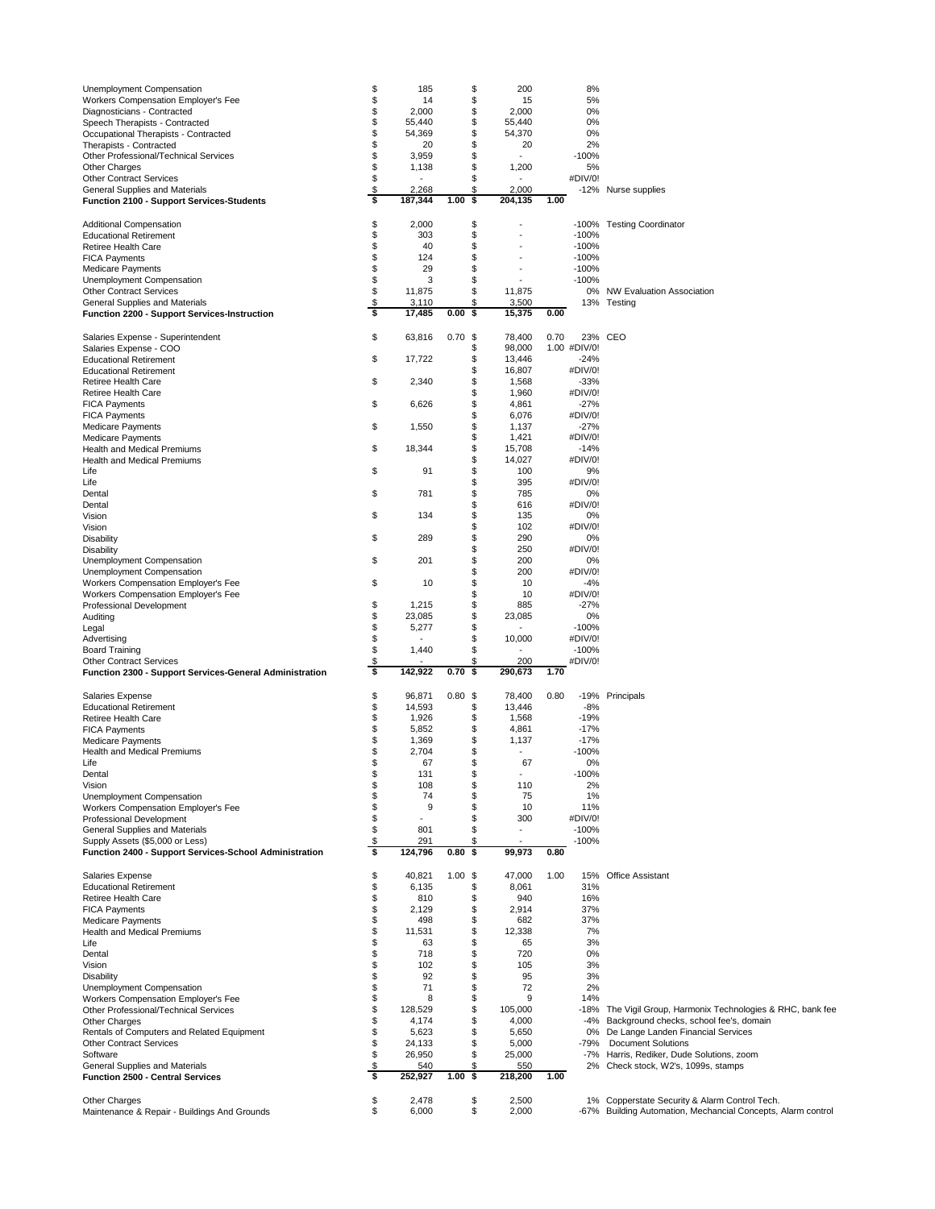| Account | Amount | FTE | Amount | FTE | % Change | Notes |
|---|---|---|---|---|---|---|
| Unemployment Compensation | $ 185 | | $ 200 | | 8% | |
| Workers Compensation Employer's Fee | $ 14 | | $ 15 | | 5% | |
| Diagnosticians - Contracted | $ 2,000 | | $ 2,000 | | 0% | |
| Speech Therapists - Contracted | $ 55,440 | | $ 55,440 | | 0% | |
| Occupational Therapists - Contracted | $ 54,369 | | $ 54,370 | | 0% | |
| Therapists - Contracted | $ 20 | | $ 20 | | 2% | |
| Other Professional/Technical Services | $ 3,959 | | $ - | | -100% | |
| Other Charges | $ 1,138 | | $ 1,200 | | 5% | |
| Other Contract Services | $ - | | $ - | | #DIV/0! | |
| General Supplies and Materials | $ 2,268 | | $ 2,000 | | -12% | Nurse supplies |
| **Function 2100 - Support Services-Students** | **$ 187,344** | **1.00** | **$ 204,135** | **1.00** | | |
| | | | | | | |
| Additional Compensation | $ 2,000 | | $ - | | -100% | Testing Coordinator |
| Educational Retirement | $ 303 | | $ - | | -100% | |
| Retiree Health Care | $ 40 | | $ - | | -100% | |
| FICA Payments | $ 124 | | $ - | | -100% | |
| Medicare Payments | $ 29 | | $ - | | -100% | |
| Unemployment Compensation | $ 3 | | $ - | | -100% | |
| Other Contract Services | $ 11,875 | | $ 11,875 | | 0% | NW Evaluation Association |
| General Supplies and Materials | $ 3,110 | | $ 3,500 | | 13% | Testing |
| **Function 2200 - Support Services-Instruction** | **$ 17,485** | **0.00** | **$ 15,375** | **0.00** | | |
| | | | | | | |
| Salaries Expense - Superintendent | $ 63,816 | 0.70 | $ 78,400 | 0.70 | 23% | CEO |
| Salaries Expense - COO | | | $ 98,000 | 1.00 | #DIV/0! | |
| Educational Retirement | $ 17,722 | | $ 13,446 | | -24% | |
| Educational Retirement | | | $ 16,807 | | #DIV/0! | |
| Retiree Health Care | $ 2,340 | | $ 1,568 | | -33% | |
| Retiree Health Care | | | $ 1,960 | | #DIV/0! | |
| FICA Payments | $ 6,626 | | $ 4,861 | | -27% | |
| FICA Payments | | | $ 6,076 | | #DIV/0! | |
| Medicare Payments | $ 1,550 | | $ 1,137 | | -27% | |
| Medicare Payments | | | $ 1,421 | | #DIV/0! | |
| Health and Medical Premiums | $ 18,344 | | $ 15,708 | | -14% | |
| Health and Medical Premiums | | | $ 14,027 | | #DIV/0! | |
| Life | $ 91 | | $ 100 | | 9% | |
| Life | | | $ 395 | | #DIV/0! | |
| Dental | $ 781 | | $ 785 | | 0% | |
| Dental | | | $ 616 | | #DIV/0! | |
| Vision | $ 134 | | $ 135 | | 0% | |
| Vision | | | $ 102 | | #DIV/0! | |
| Disability | $ 289 | | $ 290 | | 0% | |
| Disability | | | $ 250 | | #DIV/0! | |
| Unemployment Compensation | $ 201 | | $ 200 | | 0% | |
| Unemployment Compensation | | | $ 200 | | #DIV/0! | |
| Workers Compensation Employer's Fee | $ 10 | | $ 10 | | -4% | |
| Workers Compensation Employer's Fee | | | $ 10 | | #DIV/0! | |
| Professional Development | $ 1,215 | | $ 885 | | -27% | |
| Auditing | $ 23,085 | | $ 23,085 | | 0% | |
| Legal | $ 5,277 | | $ - | | -100% | |
| Advertising | $ - | | $ 10,000 | | #DIV/0! | |
| Board Training | $ 1,440 | | $ - | | -100% | |
| Other Contract Services | $ - | | $ 200 | | #DIV/0! | |
| **Function 2300 - Support Services-General Administration** | **$ 142,922** | **0.70** | **$ 290,673** | **1.70** | | |
| | | | | | | |
| Salaries Expense | $ 96,871 | 0.80 | $ 78,400 | 0.80 | -19% | Principals |
| Educational Retirement | $ 14,593 | | $ 13,446 | | -8% | |
| Retiree Health Care | $ 1,926 | | $ 1,568 | | -19% | |
| FICA Payments | $ 5,852 | | $ 4,861 | | -17% | |
| Medicare Payments | $ 1,369 | | $ 1,137 | | -17% | |
| Health and Medical Premiums | $ 2,704 | | $ - | | -100% | |
| Life | $ 67 | | $ 67 | | 0% | |
| Dental | $ 131 | | $ - | | -100% | |
| Vision | $ 108 | | $ 110 | | 2% | |
| Unemployment Compensation | $ 74 | | $ 75 | | 1% | |
| Workers Compensation Employer's Fee | $ 9 | | $ 10 | | 11% | |
| Professional Development | $ - | | $ 300 | | #DIV/0! | |
| General Supplies and Materials | $ 801 | | $ - | | -100% | |
| Supply Assets ($5,000 or Less) | $ 291 | | $ - | | -100% | |
| **Function 2400 - Support Services-School Administration** | **$ 124,796** | **0.80** | **$ 99,973** | **0.80** | | |
| | | | | | | |
| Salaries Expense | $ 40,821 | 1.00 | $ 47,000 | 1.00 | 15% | Office Assistant |
| Educational Retirement | $ 6,135 | | $ 8,061 | | 31% | |
| Retiree Health Care | $ 810 | | $ 940 | | 16% | |
| FICA Payments | $ 2,129 | | $ 2,914 | | 37% | |
| Medicare Payments | $ 498 | | $ 682 | | 37% | |
| Health and Medical Premiums | $ 11,531 | | $ 12,338 | | 7% | |
| Life | $ 63 | | $ 65 | | 3% | |
| Dental | $ 718 | | $ 720 | | 0% | |
| Vision | $ 102 | | $ 105 | | 3% | |
| Disability | $ 92 | | $ 95 | | 3% | |
| Unemployment Compensation | $ 71 | | $ 72 | | 2% | |
| Workers Compensation Employer's Fee | $ 8 | | $ 9 | | 14% | |
| Other Professional/Technical Services | $ 128,529 | | $ 105,000 | | -18% | The Vigil Group, Harmonix Technologies & RHC, bank fee |
| Other Charges | $ 4,174 | | $ 4,000 | | -4% | Background checks, school fee's, domain |
| Rentals of Computers and Related Equipment | $ 5,623 | | $ 5,650 | | 0% | De Lange Landen Financial Services |
| Other Contract Services | $ 24,133 | | $ 5,000 | | -79% | Document Solutions |
| Software | $ 26,950 | | $ 25,000 | | -7% | Harris, Rediker, Dude Solutions, zoom |
| General Supplies and Materials | $ 540 | | $ 550 | | 2% | Check stock, W2's, 1099s, stamps |
| **Function 2500 - Central Services** | **$ 252,927** | **1.00** | **$ 218,200** | **1.00** | | |
| | | | | | | |
| Other Charges | $ 2,478 | | $ 2,500 | | 1% | Copperstate Security & Alarm Control Tech. |
| Maintenance & Repair - Buildings And Grounds | $ 6,000 | | $ 2,000 | | -67% | Building Automation, Mechancial Concepts, Alarm control |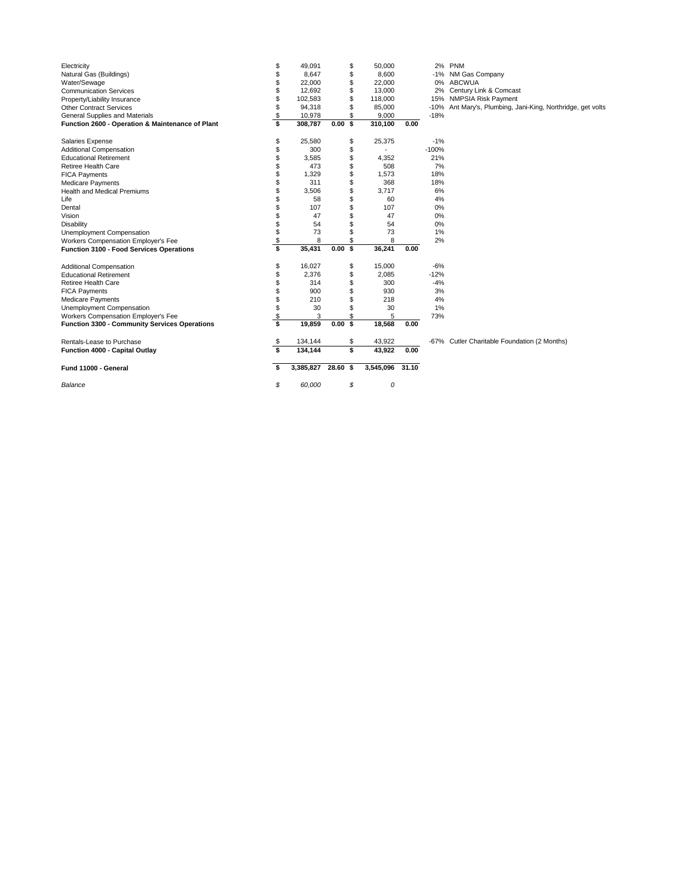| | | | | | | | |
|---|---|---|---|---|---|---|---|
| Electricity | $ | 49,091 | | $ | 50,000 | | 2% | PNM |
| Natural Gas (Buildings) | $ | 8,647 | | $ | 8,600 | | -1% | NM Gas Company |
| Water/Sewage | $ | 22,000 | | $ | 22,000 | | 0% | ABCWUA |
| Communication Services | $ | 12,692 | | $ | 13,000 | | 2% | Century Link & Comcast |
| Property/Liability Insurance | $ | 102,583 | | $ | 118,000 | | 15% | NMPSIA Risk Payment |
| Other Contract Services | $ | 94,318 | | $ | 85,000 | | -10% | Ant Mary's, Plumbing, Jani-King, Northridge, get volts |
| General Supplies and Materials | $ | 10,978 | | $ | 9,000 | | -18% | |
| **Function 2600 - Operation & Maintenance of Plant** | **$** | **308,787** | **0.00** | **$** | **310,100** | **0.00** | | |
| | | | | | | | | |
| Salaries Expense | $ | 25,580 | | $ | 25,375 | | -1% | |
| Additional Compensation | $ | 300 | | $ | - | | -100% | |
| Educational Retirement | $ | 3,585 | | $ | 4,352 | | 21% | |
| Retiree Health Care | $ | 473 | | $ | 508 | | 7% | |
| FICA Payments | $ | 1,329 | | $ | 1,573 | | 18% | |
| Medicare Payments | $ | 311 | | $ | 368 | | 18% | |
| Health and Medical Premiums | $ | 3,506 | | $ | 3,717 | | 6% | |
| Life | $ | 58 | | $ | 60 | | 4% | |
| Dental | $ | 107 | | $ | 107 | | 0% | |
| Vision | $ | 47 | | $ | 47 | | 0% | |
| Disability | $ | 54 | | $ | 54 | | 0% | |
| Unemployment Compensation | $ | 73 | | $ | 73 | | 1% | |
| Workers Compensation Employer's Fee | $ | 8 | | $ | 8 | | 2% | |
| **Function 3100 - Food Services Operations** | **$** | **35,431** | **0.00** | **$** | **36,241** | **0.00** | | |
| | | | | | | | | |
| Additional Compensation | $ | 16,027 | | $ | 15,000 | | -6% | |
| Educational Retirement | $ | 2,376 | | $ | 2,085 | | -12% | |
| Retiree Health Care | $ | 314 | | $ | 300 | | -4% | |
| FICA Payments | $ | 900 | | $ | 930 | | 3% | |
| Medicare Payments | $ | 210 | | $ | 218 | | 4% | |
| Unemployment Compensation | $ | 30 | | $ | 30 | | 1% | |
| Workers Compensation Employer's Fee | $ | 3 | | $ | 5 | | 73% | |
| **Function 3300 - Community Services Operations** | **$** | **19,859** | **0.00** | **$** | **18,568** | **0.00** | | |
| | | | | | | | | |
| Rentals-Lease to Purchase | $ | 134,144 | | $ | 43,922 | | -67% | Cutler Charitable Foundation (2 Months) |
| **Function 4000 - Capital Outlay** | **$** | **134,144** | | **$** | **43,922** | **0.00** | | |
| | | | | | | | | |
| **Fund 11000 - General** | **$** | **3,385,827** | **28.60** | **$** | **3,545,096** | **31.10** | | |
| | | | | | | | | |
| *Balance* | *$* | *60,000* | | *$* | *0* | | | |